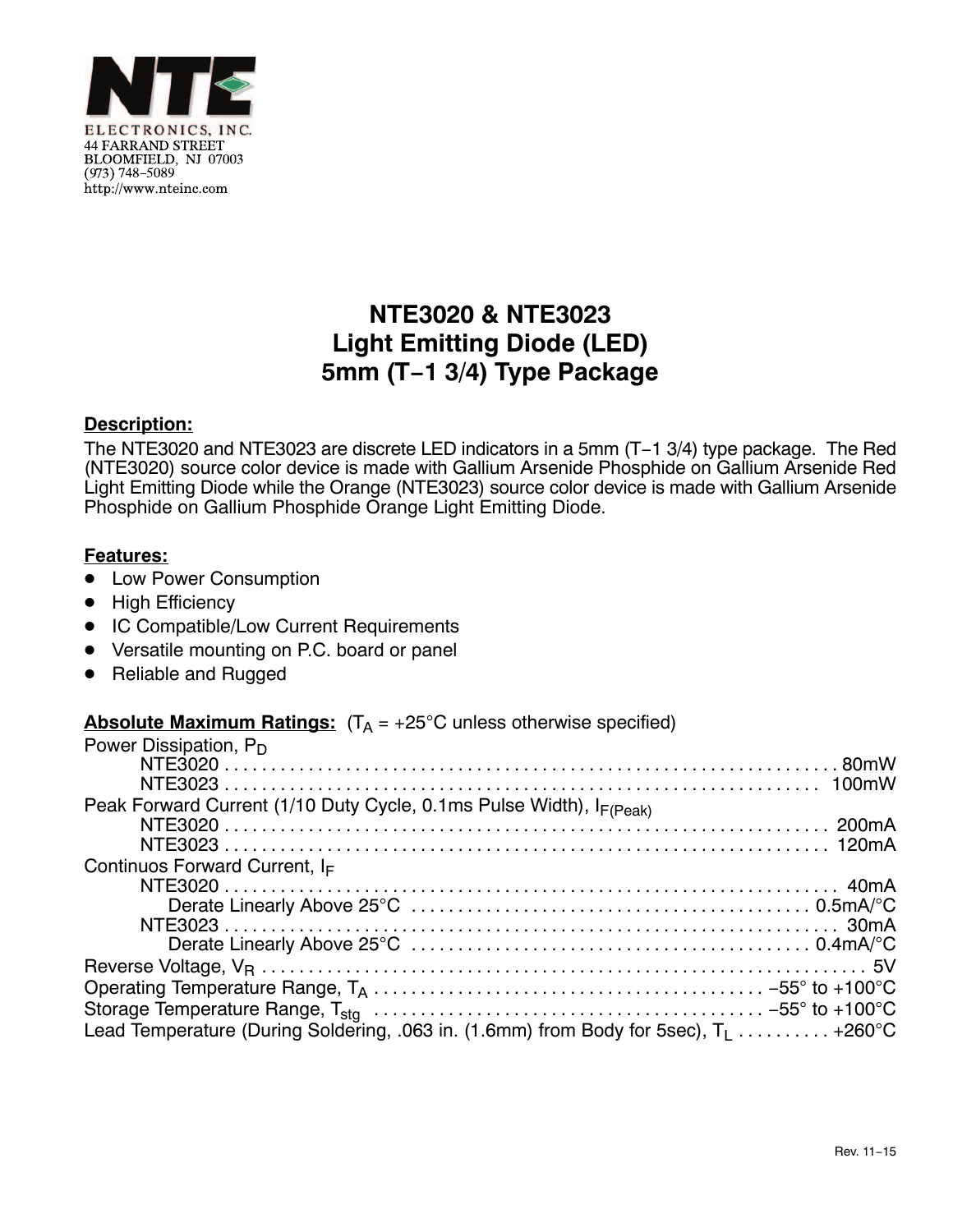NTE ELECTRONICS, INC.
44 FARRAND STREET
BLOOMFIELD, NJ 07003
(973) 748-5089
http://www.nteinc.com

# NTE3020 & NTE3023
# Light Emitting Diode (LED)
# 5mm (T−1 3/4) Type Package

**Description:**

The NTE3020 and NTE3023 are discrete LED indicators in a 5mm (T−1 3/4) type package. The Red (NTE3020) source color device is made with Gallium Arsenide Phosphide on Gallium Arsenide Red Light Emitting Diode while the Orange (NTE3023) source color device is made with Gallium Arsenide Phosphide on Gallium Phosphide Orange Light Emitting Diode.

**Features:**

- Low Power Consumption
- High Efficiency
- IC Compatible/Low Current Requirements
- Versatile mounting on P.C. board or panel
- Reliable and Rugged

**Absolute Maximum Ratings:** ($T_A$ = +25°C unless otherwise specified)

Power Dissipation, $P_D$
- NTE3020 . . . . . . . . . . 80mW
- NTE3023 . . . . . . . . . . 100mW

Peak Forward Current (1/10 Duty Cycle, 0.1ms Pulse Width), $I_{F(Peak)}$
- NTE3020 . . . . . . . . . . 200mA
- NTE3023 . . . . . . . . . . 120mA

Continuos Forward Current, $I_F$
- NTE3020 . . . . . . . . . . 40mA
  - Derate Linearly Above 25°C . . . . . . . . . . 0.5mA/°C
- NTE3023 . . . . . . . . . . 30mA
  - Derate Linearly Above 25°C . . . . . . . . . . 0.4mA/°C

Reverse Voltage, $V_R$ . . . . . . . . . . 5V

Operating Temperature Range, $T_A$ . . . . . . . . . . −55° to +100°C

Storage Temperature Range, $T_{stg}$ . . . . . . . . . . −55° to +100°C

Lead Temperature (During Soldering, .063 in. (1.6mm) from Body for 5sec), $T_L$ . . . . . . . . . . +260°C

Rev. 11−15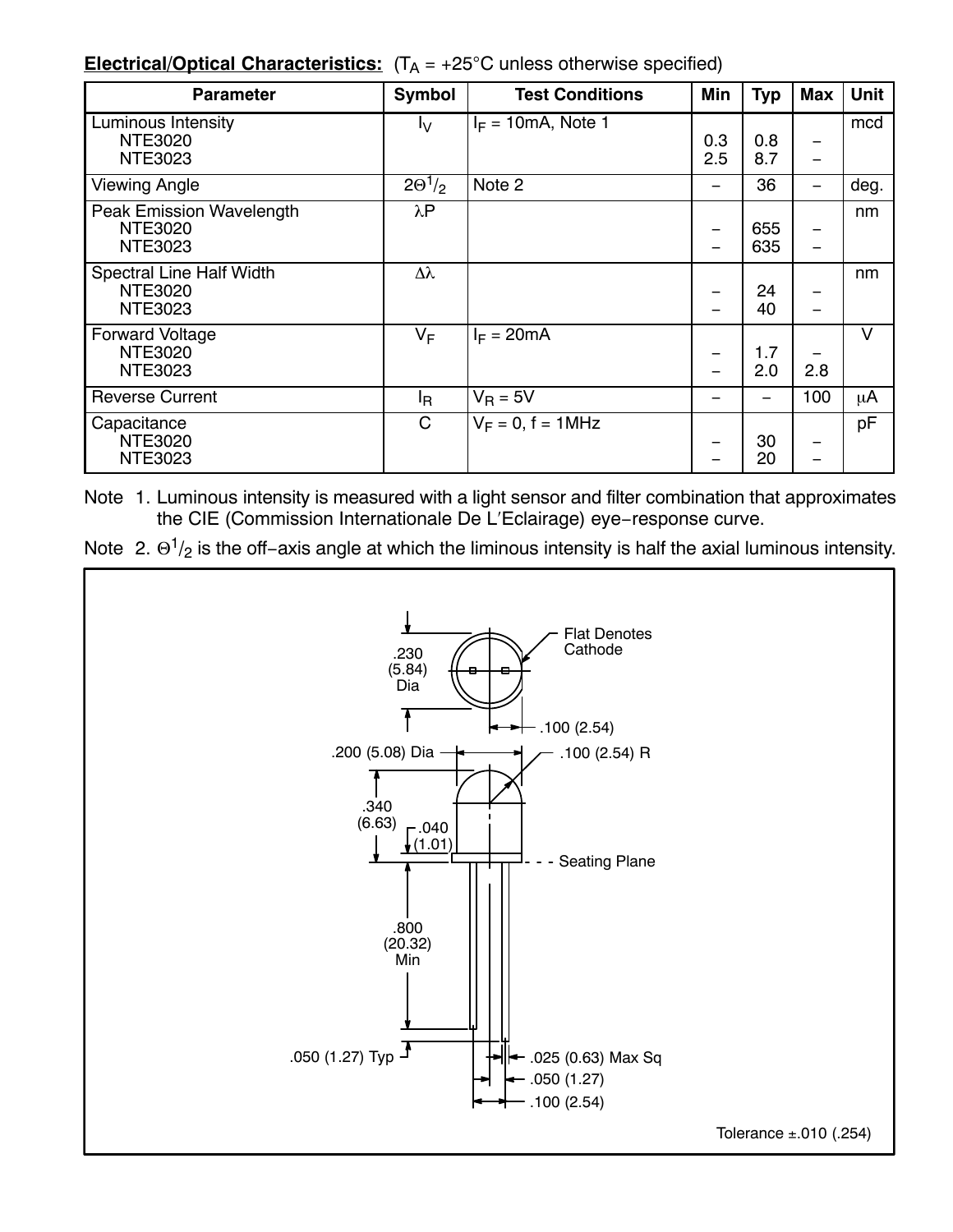**Electrical/Optical Characteristics:** ($T_A$ = +25°C unless otherwise specified)

| Parameter | Symbol | Test Conditions | Min | Typ | Max | Unit |
|---|---|---|---|---|---|---|
| Luminous Intensity | $I_V$ | $I_F$ = 10mA, Note 1 | | | | mcd |
| NTE3020 | | | 0.3 | 0.8 | – | |
| NTE3023 | | | 2.5 | 8.7 | – | |
| Viewing Angle | $2\Theta^1/_2$ | Note 2 | – | 36 | – | deg. |
| Peak Emission Wavelength | λP | | | | | nm |
| NTE3020 | | | – | 655 | – | |
| NTE3023 | | | – | 635 | – | |
| Spectral Line Half Width | Δλ | | | | | nm |
| NTE3020 | | | – | 24 | – | |
| NTE3023 | | | – | 40 | – | |
| Forward Voltage | $V_F$ | $I_F$ = 20mA | | | | V |
| NTE3020 | | | – | 1.7 | – | |
| NTE3023 | | | – | 2.0 | 2.8 | |
| Reverse Current | $I_R$ | $V_R$ = 5V | – | – | 100 | μA |
| Capacitance | C | $V_F$ = 0, f = 1MHz | | | | pF |
| NTE3020 | | | – | 30 | – | |
| NTE3023 | | | – | 20 | – | |

Note 1. Luminous intensity is measured with a light sensor and filter combination that approximates the CIE (Commission Internationale De L'Eclairage) eye–response curve.

Note 2. $\Theta^1/_2$ is the off–axis angle at which the liminous intensity is half the axial luminous intensity.

.230 (5.84) Dia

Flat Denotes Cathode

.100 (2.54)

.200 (5.08) Dia

.100 (2.54) R

.340 (6.63)

.040 (1.01)

Seating Plane

.800 (20.32) Min

.050 (1.27) Typ

.025 (0.63) Max Sq

.050 (1.27)

.100 (2.54)

Tolerance ±.010 (.254)